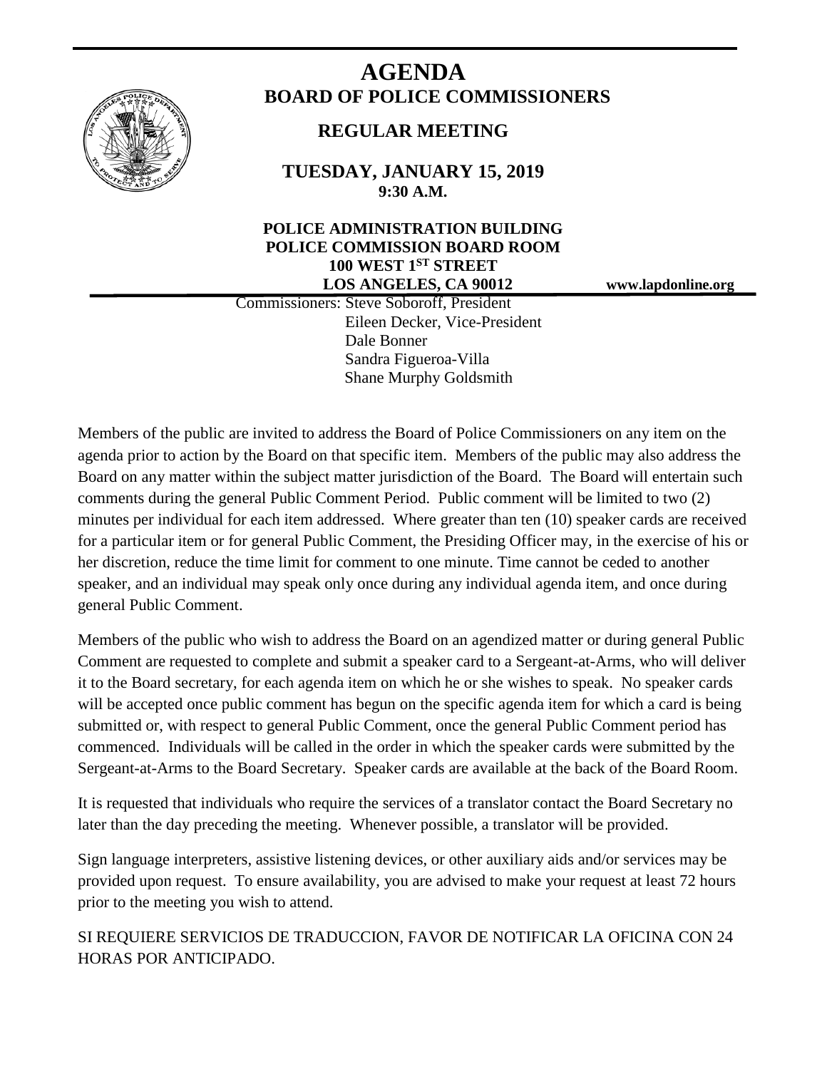# AGENDA

## BOARD OF POLICE COMMISSIONERS

### REGULAR MEETING

**TUESDAY, JANUARY 15, 2019**
**9:30 A.M.**

**POLICE ADMINISTRATION BUILDING**
**POLICE COMMISSION BOARD ROOM**
**100 WEST 1ST STREET**
**LOS ANGELES, CA 90012**

**www.lapdonline.org**

Commissioners: Steve Soboroff, President
Eileen Decker, Vice-President
Dale Bonner
Sandra Figueroa-Villa
Shane Murphy Goldsmith

Members of the public are invited to address the Board of Police Commissioners on any item on the agenda prior to action by the Board on that specific item. Members of the public may also address the Board on any matter within the subject matter jurisdiction of the Board. The Board will entertain such comments during the general Public Comment Period. Public comment will be limited to two (2) minutes per individual for each item addressed. Where greater than ten (10) speaker cards are received for a particular item or for general Public Comment, the Presiding Officer may, in the exercise of his or her discretion, reduce the time limit for comment to one minute. Time cannot be ceded to another speaker, and an individual may speak only once during any individual agenda item, and once during general Public Comment.

Members of the public who wish to address the Board on an agendized matter or during general Public Comment are requested to complete and submit a speaker card to a Sergeant-at-Arms, who will deliver it to the Board secretary, for each agenda item on which he or she wishes to speak. No speaker cards will be accepted once public comment has begun on the specific agenda item for which a card is being submitted or, with respect to general Public Comment, once the general Public Comment period has commenced. Individuals will be called in the order in which the speaker cards were submitted by the Sergeant-at-Arms to the Board Secretary. Speaker cards are available at the back of the Board Room.

It is requested that individuals who require the services of a translator contact the Board Secretary no later than the day preceding the meeting. Whenever possible, a translator will be provided.

Sign language interpreters, assistive listening devices, or other auxiliary aids and/or services may be provided upon request. To ensure availability, you are advised to make your request at least 72 hours prior to the meeting you wish to attend.

SI REQUIERE SERVICIOS DE TRADUCCION, FAVOR DE NOTIFICAR LA OFICINA CON 24 HORAS POR ANTICIPADO.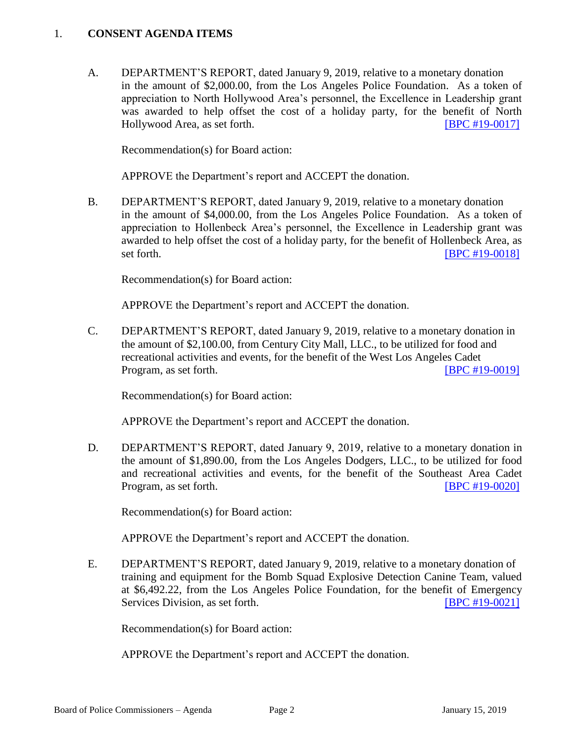## 1. **CONSENT AGENDA ITEMS**

A. DEPARTMENT'S REPORT, dated January 9, 2019, relative to a monetary donation in the amount of $2,000.00, from the Los Angeles Police Foundation. As a token of appreciation to North Hollywood Area's personnel, the Excellence in Leadership grant was awarded to help offset the cost of a holiday party, for the benefit of North Hollywood Area, as set forth. [BPC #19-0017]

Recommendation(s) for Board action:

APPROVE the Department's report and ACCEPT the donation.

B. DEPARTMENT'S REPORT, dated January 9, 2019, relative to a monetary donation in the amount of $4,000.00, from the Los Angeles Police Foundation. As a token of appreciation to Hollenbeck Area's personnel, the Excellence in Leadership grant was awarded to help offset the cost of a holiday party, for the benefit of Hollenbeck Area, as set forth. [BPC #19-0018]

Recommendation(s) for Board action:

APPROVE the Department's report and ACCEPT the donation.

C. DEPARTMENT'S REPORT, dated January 9, 2019, relative to a monetary donation in the amount of $2,100.00, from Century City Mall, LLC., to be utilized for food and recreational activities and events, for the benefit of the West Los Angeles Cadet Program, as set forth. [BPC #19-0019]

Recommendation(s) for Board action:

APPROVE the Department's report and ACCEPT the donation.

D. DEPARTMENT'S REPORT, dated January 9, 2019, relative to a monetary donation in the amount of $1,890.00, from the Los Angeles Dodgers, LLC., to be utilized for food and recreational activities and events, for the benefit of the Southeast Area Cadet Program, as set forth. [BPC #19-0020]

Recommendation(s) for Board action:

APPROVE the Department's report and ACCEPT the donation.

E. DEPARTMENT'S REPORT, dated January 9, 2019, relative to a monetary donation of training and equipment for the Bomb Squad Explosive Detection Canine Team, valued at $6,492.22, from the Los Angeles Police Foundation, for the benefit of Emergency Services Division, as set forth. [BPC #19-0021]

Recommendation(s) for Board action:

APPROVE the Department's report and ACCEPT the donation.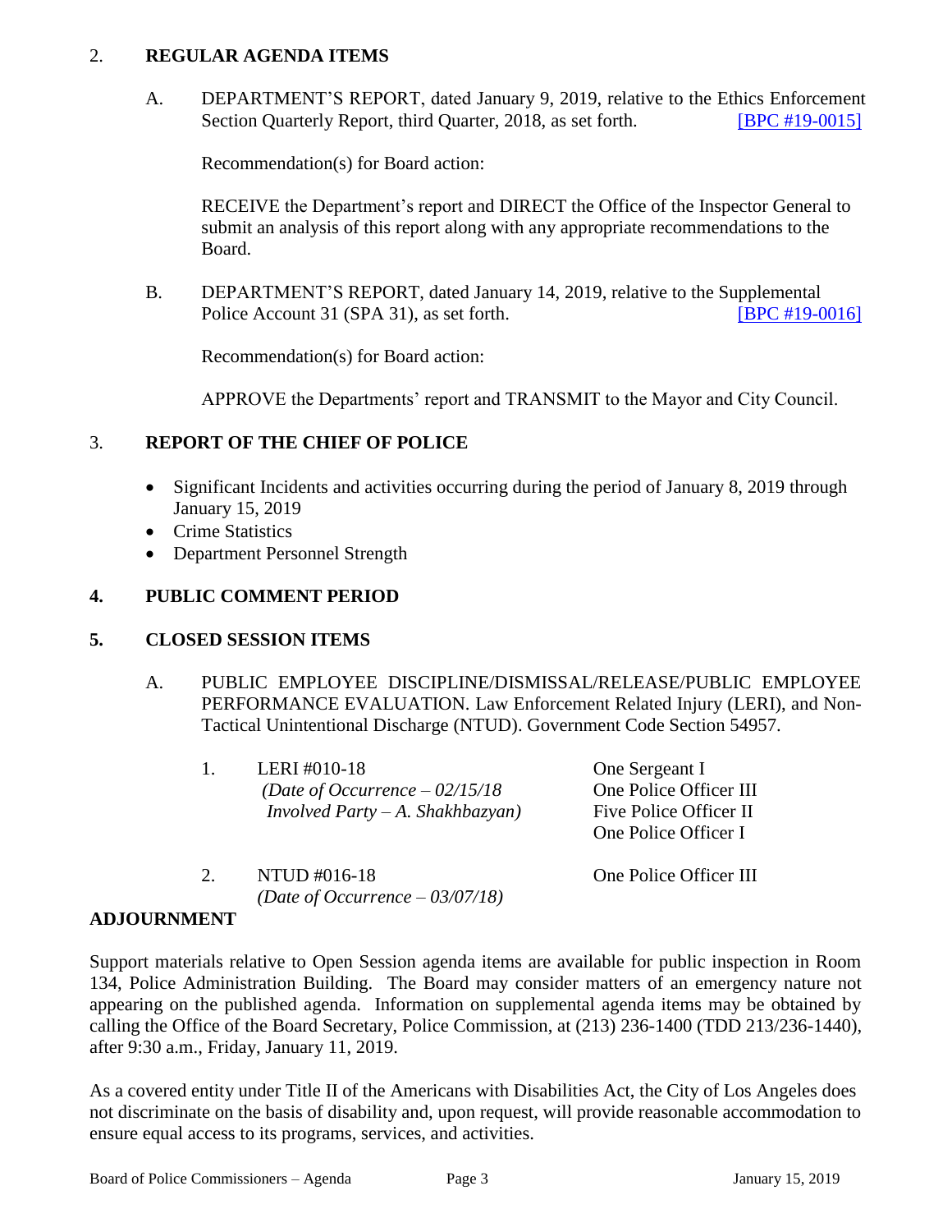## 2. **REGULAR AGENDA ITEMS**

A. DEPARTMENT'S REPORT, dated January 9, 2019, relative to the Ethics Enforcement Section Quarterly Report, third Quarter, 2018, as set forth. [BPC #19-0015]

Recommendation(s) for Board action:

RECEIVE the Department's report and DIRECT the Office of the Inspector General to submit an analysis of this report along with any appropriate recommendations to the Board.

B. DEPARTMENT'S REPORT, dated January 14, 2019, relative to the Supplemental Police Account 31 (SPA 31), as set forth. [BPC #19-0016]

Recommendation(s) for Board action:

APPROVE the Departments' report and TRANSMIT to the Mayor and City Council.

## 3. **REPORT OF THE CHIEF OF POLICE**

- Significant Incidents and activities occurring during the period of January 8, 2019 through January 15, 2019
- Crime Statistics
- Department Personnel Strength

## **4. PUBLIC COMMENT PERIOD**

## **5. CLOSED SESSION ITEMS**

A. PUBLIC EMPLOYEE DISCIPLINE/DISMISSAL/RELEASE/PUBLIC EMPLOYEE PERFORMANCE EVALUATION. Law Enforcement Related Injury (LERI), and Non-Tactical Unintentional Discharge (NTUD). Government Code Section 54957.

| | | |
|---|---|---|
| 1. | LERI #010-18<br>*(Date of Occurrence – 02/15/18*<br>*Involved Party – A. Shakhbazyan)* | One Sergeant I<br>One Police Officer III<br>Five Police Officer II<br>One Police Officer I |
| 2. | NTUD #016-18<br>*(Date of Occurrence – 03/07/18)* | One Police Officer III |

**ADJOURNMENT**

Support materials relative to Open Session agenda items are available for public inspection in Room 134, Police Administration Building. The Board may consider matters of an emergency nature not appearing on the published agenda. Information on supplemental agenda items may be obtained by calling the Office of the Board Secretary, Police Commission, at (213) 236-1400 (TDD 213/236-1440), after 9:30 a.m., Friday, January 11, 2019.

As a covered entity under Title II of the Americans with Disabilities Act, the City of Los Angeles does not discriminate on the basis of disability and, upon request, will provide reasonable accommodation to ensure equal access to its programs, services, and activities.